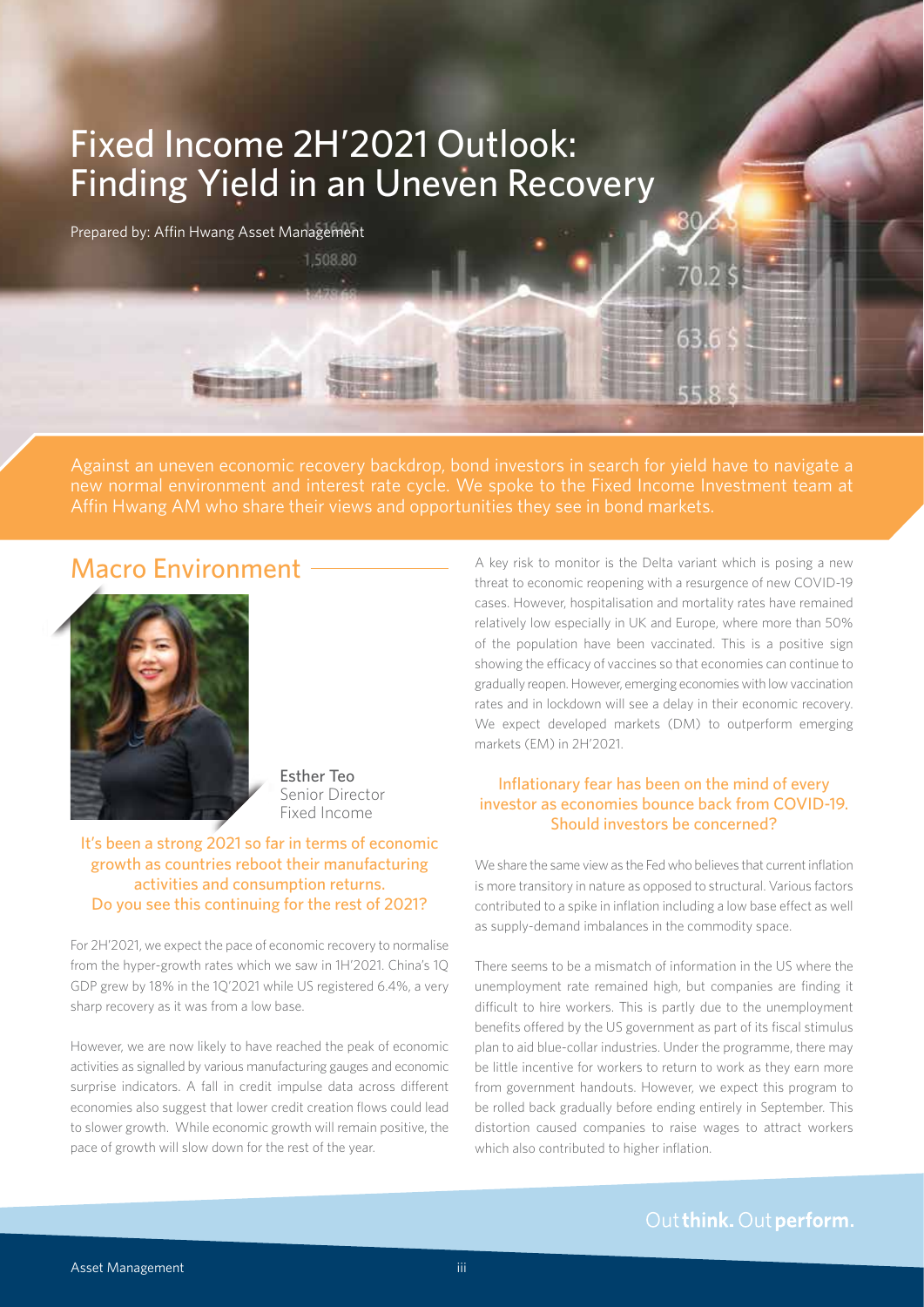# Fixed Income 2H'2021 Outlook: Finding Yield in an Uneven Recovery

Prepared by: Affin Hwang Asset Management

Against an uneven economic recovery backdrop, bond investors in search for yield have to navigate a new normal environment and interest rate cycle. We spoke to the Fixed Income Investment team at Affin Hwang AM who share their views and opportunities they see in bond markets.

## Macro Environment

Esther Teo
Senior Director
Fixed Income

### It's been a strong 2021 so far in terms of economic growth as countries reboot their manufacturing activities and consumption returns. Do you see this continuing for the rest of 2021?

For 2H'2021, we expect the pace of economic recovery to normalise from the hyper-growth rates which we saw in 1H'2021. China's 1Q GDP grew by 18% in the 1Q'2021 while US registered 6.4%, a very sharp recovery as it was from a low base.

However, we are now likely to have reached the peak of economic activities as signalled by various manufacturing gauges and economic surprise indicators. A fall in credit impulse data across different economies also suggest that lower credit creation flows could lead to slower growth. While economic growth will remain positive, the pace of growth will slow down for the rest of the year.

A key risk to monitor is the Delta variant which is posing a new threat to economic reopening with a resurgence of new COVID-19 cases. However, hospitalisation and mortality rates have remained relatively low especially in UK and Europe, where more than 50% of the population have been vaccinated. This is a positive sign showing the efficacy of vaccines so that economies can continue to gradually reopen. However, emerging economies with low vaccination rates and in lockdown will see a delay in their economic recovery. We expect developed markets (DM) to outperform emerging markets (EM) in 2H'2021.

### Inflationary fear has been on the mind of every investor as economies bounce back from COVID-19. Should investors be concerned?

We share the same view as the Fed who believes that current inflation is more transitory in nature as opposed to structural. Various factors contributed to a spike in inflation including a low base effect as well as supply-demand imbalances in the commodity space.

There seems to be a mismatch of information in the US where the unemployment rate remained high, but companies are finding it difficult to hire workers. This is partly due to the unemployment benefits offered by the US government as part of its fiscal stimulus plan to aid blue-collar industries. Under the programme, there may be little incentive for workers to return to work as they earn more from government handouts. However, we expect this program to be rolled back gradually before ending entirely in September. This distortion caused companies to raise wages to attract workers which also contributed to higher inflation.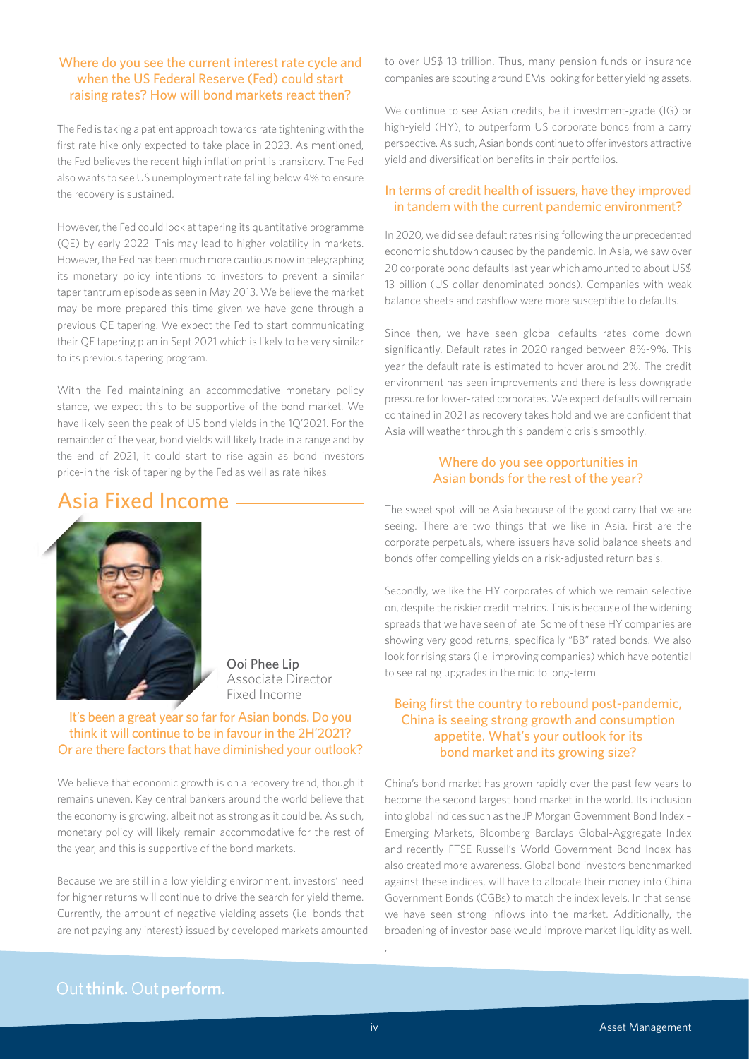### Where do you see the current interest rate cycle and when the US Federal Reserve (Fed) could start raising rates? How will bond markets react then?

The Fed is taking a patient approach towards rate tightening with the first rate hike only expected to take place in 2023. As mentioned, the Fed believes the recent high inflation print is transitory. The Fed also wants to see US unemployment rate falling below 4% to ensure the recovery is sustained.

However, the Fed could look at tapering its quantitative programme (QE) by early 2022. This may lead to higher volatility in markets. However, the Fed has been much more cautious now in telegraphing its monetary policy intentions to investors to prevent a similar taper tantrum episode as seen in May 2013. We believe the market may be more prepared this time given we have gone through a previous QE tapering. We expect the Fed to start communicating their QE tapering plan in Sept 2021 which is likely to be very similar to its previous tapering program.

With the Fed maintaining an accommodative monetary policy stance, we expect this to be supportive of the bond market. We have likely seen the peak of US bond yields in the 1Q'2021. For the remainder of the year, bond yields will likely trade in a range and by the end of 2021, it could start to rise again as bond investors price-in the risk of tapering by the Fed as well as rate hikes.

## Asia Fixed Income

Ooi Phee Lip
Associate Director
Fixed Income

### It's been a great year so far for Asian bonds. Do you think it will continue to be in favour in the 2H'2021? Or are there factors that have diminished your outlook?

We believe that economic growth is on a recovery trend, though it remains uneven. Key central bankers around the world believe that the economy is growing, albeit not as strong as it could be. As such, monetary policy will likely remain accommodative for the rest of the year, and this is supportive of the bond markets.

Because we are still in a low yielding environment, investors' need for higher returns will continue to drive the search for yield theme. Currently, the amount of negative yielding assets (i.e. bonds that are not paying any interest) issued by developed markets amounted to over US$ 13 trillion. Thus, many pension funds or insurance companies are scouting around EMs looking for better yielding assets.

We continue to see Asian credits, be it investment-grade (IG) or high-yield (HY), to outperform US corporate bonds from a carry perspective. As such, Asian bonds continue to offer investors attractive yield and diversification benefits in their portfolios.

### In terms of credit health of issuers, have they improved in tandem with the current pandemic environment?

In 2020, we did see default rates rising following the unprecedented economic shutdown caused by the pandemic. In Asia, we saw over 20 corporate bond defaults last year which amounted to about US$ 13 billion (US-dollar denominated bonds). Companies with weak balance sheets and cashflow were more susceptible to defaults.

Since then, we have seen global defaults rates come down significantly. Default rates in 2020 ranged between 8%-9%. This year the default rate is estimated to hover around 2%. The credit environment has seen improvements and there is less downgrade pressure for lower-rated corporates. We expect defaults will remain contained in 2021 as recovery takes hold and we are confident that Asia will weather through this pandemic crisis smoothly.

### Where do you see opportunities in Asian bonds for the rest of the year?

The sweet spot will be Asia because of the good carry that we are seeing. There are two things that we like in Asia. First are the corporate perpetuals, where issuers have solid balance sheets and bonds offer compelling yields on a risk-adjusted return basis.

Secondly, we like the HY corporates of which we remain selective on, despite the riskier credit metrics. This is because of the widening spreads that we have seen of late. Some of these HY companies are showing very good returns, specifically "BB" rated bonds. We also look for rising stars (i.e. improving companies) which have potential to see rating upgrades in the mid to long-term.

### Being first the country to rebound post-pandemic, China is seeing strong growth and consumption appetite. What's your outlook for its bond market and its growing size?

China's bond market has grown rapidly over the past few years to become the second largest bond market in the world. Its inclusion into global indices such as the JP Morgan Government Bond Index – Emerging Markets, Bloomberg Barclays Global-Aggregate Index and recently FTSE Russell's World Government Bond Index has also created more awareness. Global bond investors benchmarked against these indices, will have to allocate their money into China Government Bonds (CGBs) to match the index levels. In that sense we have seen strong inflows into the market. Additionally, the broadening of investor base would improve market liquidity as well.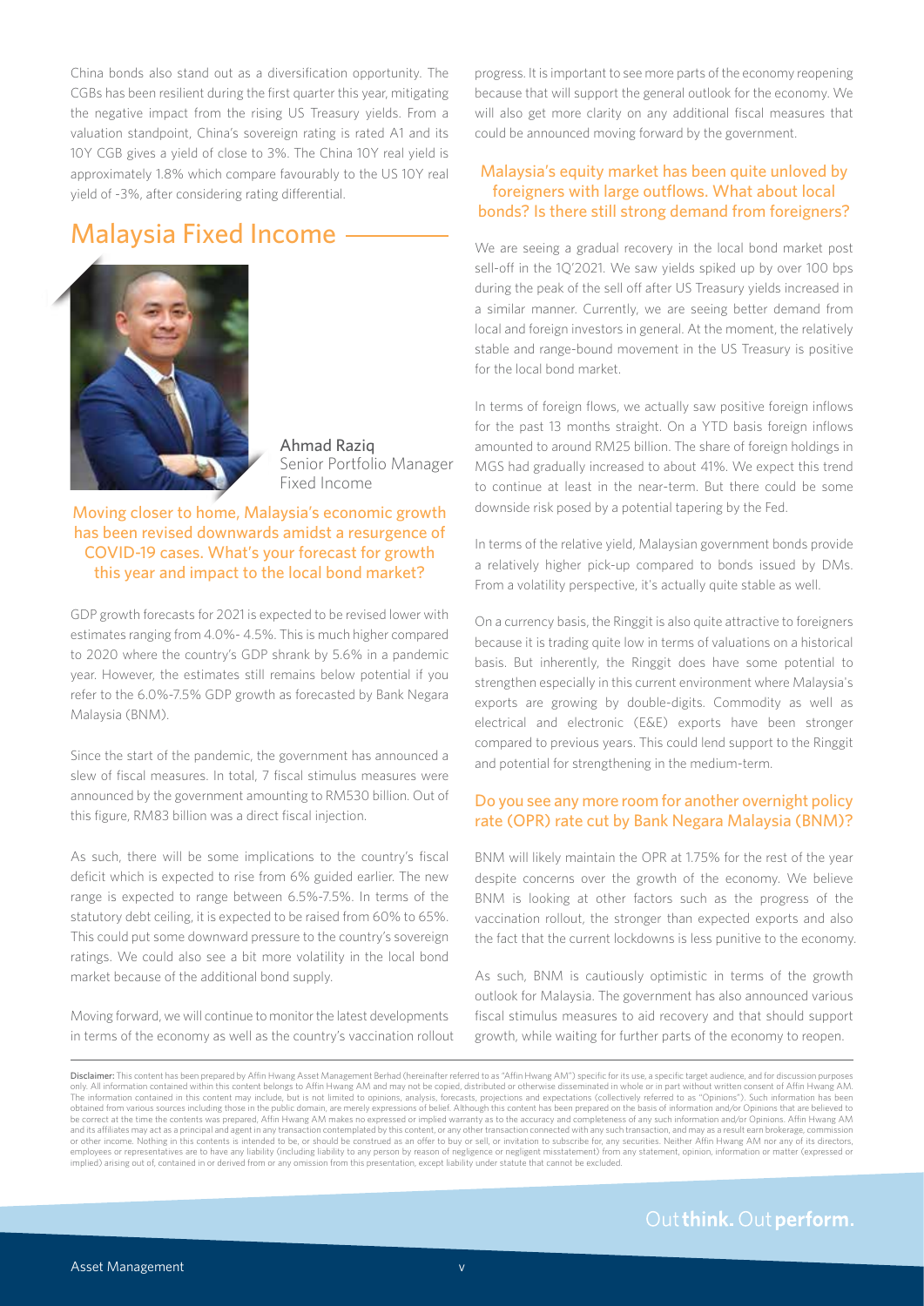China bonds also stand out as a diversification opportunity. The CGBs has been resilient during the first quarter this year, mitigating the negative impact from the rising US Treasury yields. From a valuation standpoint, China's sovereign rating is rated A1 and its 10Y CGB gives a yield of close to 3%. The China 10Y real yield is approximately 1.8% which compare favourably to the US 10Y real yield of -3%, after considering rating differential.

## Malaysia Fixed Income

Ahmad Raziq
Senior Portfolio Manager
Fixed Income

### Moving closer to home, Malaysia's economic growth has been revised downwards amidst a resurgence of COVID-19 cases. What's your forecast for growth this year and impact to the local bond market?

GDP growth forecasts for 2021 is expected to be revised lower with estimates ranging from 4.0%- 4.5%. This is much higher compared to 2020 where the country's GDP shrank by 5.6% in a pandemic year. However, the estimates still remains below potential if you refer to the 6.0%-7.5% GDP growth as forecasted by Bank Negara Malaysia (BNM).

Since the start of the pandemic, the government has announced a slew of fiscal measures. In total, 7 fiscal stimulus measures were announced by the government amounting to RM530 billion. Out of this figure, RM83 billion was a direct fiscal injection.

As such, there will be some implications to the country's fiscal deficit which is expected to rise from 6% guided earlier. The new range is expected to range between 6.5%-7.5%. In terms of the statutory debt ceiling, it is expected to be raised from 60% to 65%. This could put some downward pressure to the country's sovereign ratings. We could also see a bit more volatility in the local bond market because of the additional bond supply.

Moving forward, we will continue to monitor the latest developments in terms of the economy as well as the country's vaccination rollout progress. It is important to see more parts of the economy reopening because that will support the general outlook for the economy. We will also get more clarity on any additional fiscal measures that could be announced moving forward by the government.

### Malaysia's equity market has been quite unloved by foreigners with large outflows. What about local bonds? Is there still strong demand from foreigners?

We are seeing a gradual recovery in the local bond market post sell-off in the 1Q'2021. We saw yields spiked up by over 100 bps during the peak of the sell off after US Treasury yields increased in a similar manner. Currently, we are seeing better demand from local and foreign investors in general. At the moment, the relatively stable and range-bound movement in the US Treasury is positive for the local bond market.

In terms of foreign flows, we actually saw positive foreign inflows for the past 13 months straight. On a YTD basis foreign inflows amounted to around RM25 billion. The share of foreign holdings in MGS had gradually increased to about 41%. We expect this trend to continue at least in the near-term. But there could be some downside risk posed by a potential tapering by the Fed.

In terms of the relative yield, Malaysian government bonds provide a relatively higher pick-up compared to bonds issued by DMs. From a volatility perspective, it's actually quite stable as well.

On a currency basis, the Ringgit is also quite attractive to foreigners because it is trading quite low in terms of valuations on a historical basis. But inherently, the Ringgit does have some potential to strengthen especially in this current environment where Malaysia's exports are growing by double-digits. Commodity as well as electrical and electronic (E&E) exports have been stronger compared to previous years. This could lend support to the Ringgit and potential for strengthening in the medium-term.

### Do you see any more room for another overnight policy rate (OPR) rate cut by Bank Negara Malaysia (BNM)?

BNM will likely maintain the OPR at 1.75% for the rest of the year despite concerns over the growth of the economy. We believe BNM is looking at other factors such as the progress of the vaccination rollout, the stronger than expected exports and also the fact that the current lockdowns is less punitive to the economy.

As such, BNM is cautiously optimistic in terms of the growth outlook for Malaysia. The government has also announced various fiscal stimulus measures to aid recovery and that should support growth, while waiting for further parts of the economy to reopen.

**Disclaimer:** This content has been prepared by Affin Hwang Asset Management Berhad (hereinafter referred to as "Affin Hwang AM") specific for its use, a specific target audience, and for discussion purposes only. All information contained within this content belongs to Affin Hwang AM and may not be copied, distributed or otherwise disseminated in whole or in part without written consent of Affin Hwang AM. The information contained in this content may include, but is not limited to opinions, analysis, forecasts, projections and expectations (collectively referred to as "Opinions"). Such information has been obtained from various sources including those in the public domain, are merely expressions of belief. Although this content has been prepared on the basis of information and/or Opinions that are believed to be correct at the time the contents was prepared, Affin Hwang AM makes no expressed or implied warranty as to the accuracy and completeness of any such information and/or Opinions. Affin Hwang AM and its affiliates may act as a principal and agent in any transaction contemplated by this content, or any other transaction connected with any such transaction, and may as a result earn brokerage, commission or other income. Nothing in this contents is intended to be, or should be construed as an offer to buy or sell, or invitation to subscribe for, any securities. Neither Affin Hwang AM nor any of its directors, employees or representatives are to have any liability (including liability to any person by reason of negligence or negligent misstatement) from any statement, opinion, information or matter (expressed or implied) arising out of, contained in or derived from or any omission from this presentation, except liability under statute that cannot be excluded.

Out**think.** Out**perform.**